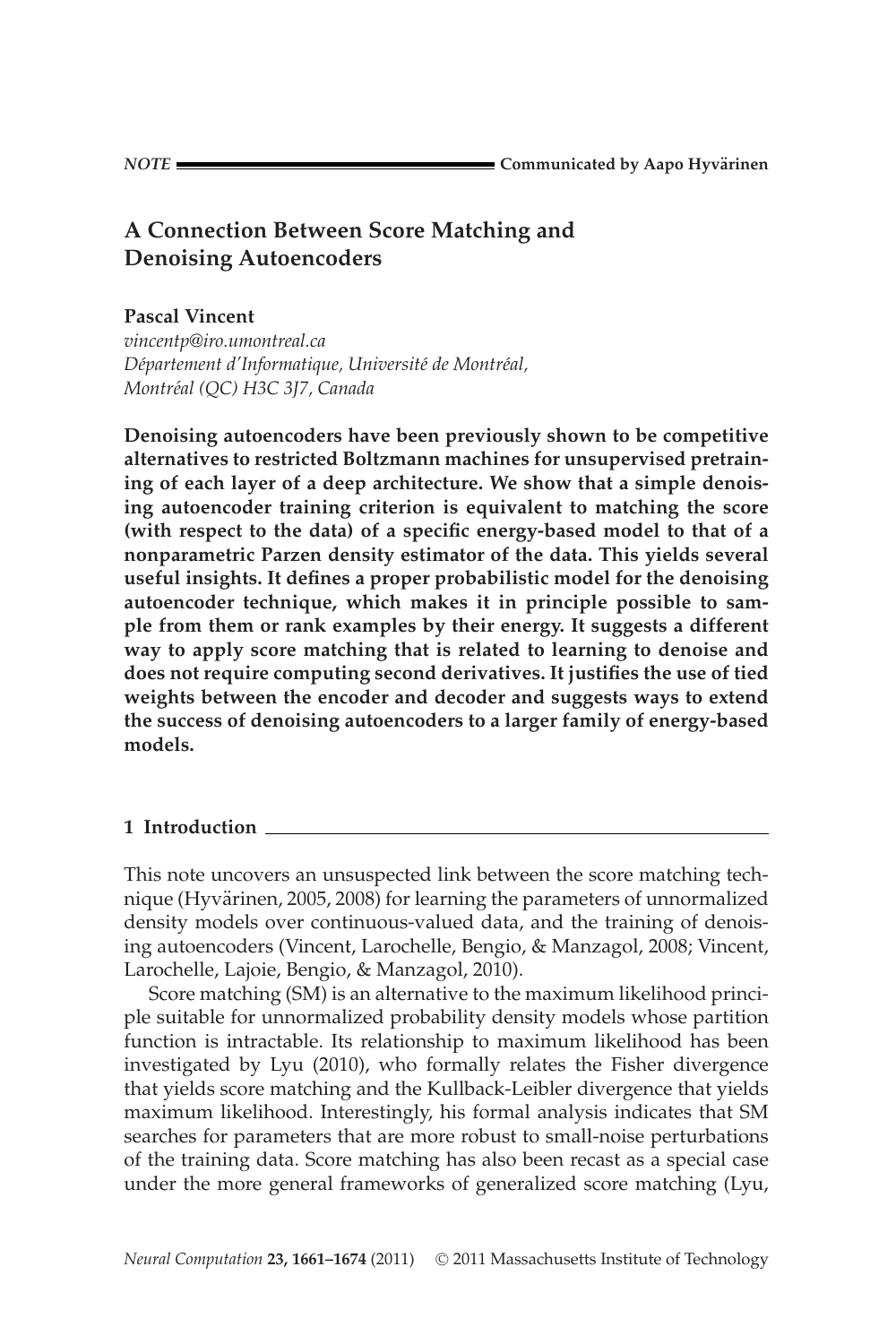*NOTE* — Communicated by Aapo Hyvärinen

# A Connection Between Score Matching and Denoising Autoencoders

**Pascal Vincent**
*vincentp@iro.umontreal.ca*
*Département d'Informatique, Université de Montréal, Montréal (QC) H3C 3J7, Canada*

**Denoising autoencoders have been previously shown to be competitive alternatives to restricted Boltzmann machines for unsupervised pretraining of each layer of a deep architecture. We show that a simple denoising autoencoder training criterion is equivalent to matching the score (with respect to the data) of a specific energy-based model to that of a nonparametric Parzen density estimator of the data. This yields several useful insights. It defines a proper probabilistic model for the denoising autoencoder technique, which makes it in principle possible to sample from them or rank examples by their energy. It suggests a different way to apply score matching that is related to learning to denoise and does not require computing second derivatives. It justifies the use of tied weights between the encoder and decoder and suggests ways to extend the success of denoising autoencoders to a larger family of energy-based models.**

## 1 Introduction

This note uncovers an unsuspected link between the score matching technique (Hyvärinen, 2005, 2008) for learning the parameters of unnormalized density models over continuous-valued data, and the training of denoising autoencoders (Vincent, Larochelle, Bengio, & Manzagol, 2008; Vincent, Larochelle, Lajoie, Bengio, & Manzagol, 2010).

Score matching (SM) is an alternative to the maximum likelihood principle suitable for unnormalized probability density models whose partition function is intractable. Its relationship to maximum likelihood has been investigated by Lyu (2010), who formally relates the Fisher divergence that yields score matching and the Kullback-Leibler divergence that yields maximum likelihood. Interestingly, his formal analysis indicates that SM searches for parameters that are more robust to small-noise perturbations of the training data. Score matching has also been recast as a special case under the more general frameworks of generalized score matching (Lyu,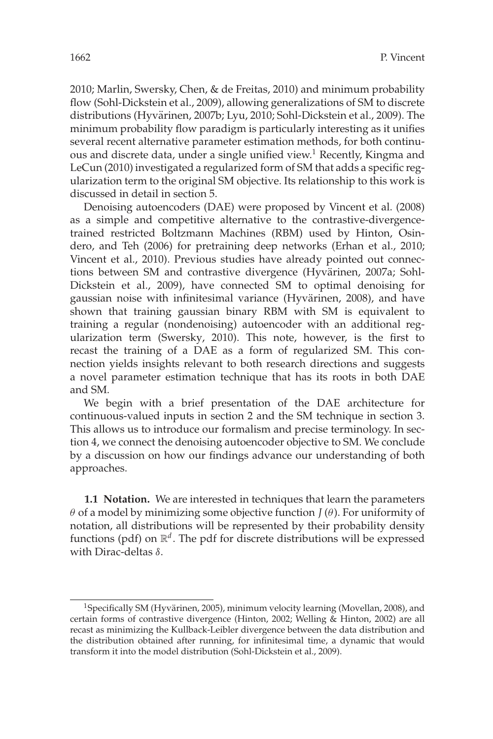2010; Marlin, Swersky, Chen, & de Freitas, 2010) and minimum probability flow (Sohl-Dickstein et al., 2009), allowing generalizations of SM to discrete distributions (Hyvärinen, 2007b; Lyu, 2010; Sohl-Dickstein et al., 2009). The minimum probability flow paradigm is particularly interesting as it unifies several recent alternative parameter estimation methods, for both continuous and discrete data, under a single unified view.[1] Recently, Kingma and LeCun (2010) investigated a regularized form of SM that adds a specific regularization term to the original SM objective. Its relationship to this work is discussed in detail in section 5.

Denoising autoencoders (DAE) were proposed by Vincent et al. (2008) as a simple and competitive alternative to the contrastive-divergence-trained restricted Boltzmann Machines (RBM) used by Hinton, Osindero, and Teh (2006) for pretraining deep networks (Erhan et al., 2010; Vincent et al., 2010). Previous studies have already pointed out connections between SM and contrastive divergence (Hyvärinen, 2007a; Sohl-Dickstein et al., 2009), have connected SM to optimal denoising for gaussian noise with infinitesimal variance (Hyvärinen, 2008), and have shown that training gaussian binary RBM with SM is equivalent to training a regular (nondenoising) autoencoder with an additional regularization term (Swersky, 2010). This note, however, is the first to recast the training of a DAE as a form of regularized SM. This connection yields insights relevant to both research directions and suggests a novel parameter estimation technique that has its roots in both DAE and SM.

We begin with a brief presentation of the DAE architecture for continuous-valued inputs in section 2 and the SM technique in section 3. This allows us to introduce our formalism and precise terminology. In section 4, we connect the denoising autoencoder objective to SM. We conclude by a discussion on how our findings advance our understanding of both approaches.

**1.1 Notation.** We are interested in techniques that learn the parameters $\theta$ of a model by minimizing some objective function $J(\theta)$. For uniformity of notation, all distributions will be represented by their probability density functions (pdf) on $\mathbb{R}^d$. The pdf for discrete distributions will be expressed with Dirac-deltas $\delta$.

[1] Specifically SM (Hyvärinen, 2005), minimum velocity learning (Movellan, 2008), and certain forms of contrastive divergence (Hinton, 2002; Welling & Hinton, 2002) are all recast as minimizing the Kullback-Leibler divergence between the data distribution and the distribution obtained after running, for infinitesimal time, a dynamic that would transform it into the model distribution (Sohl-Dickstein et al., 2009).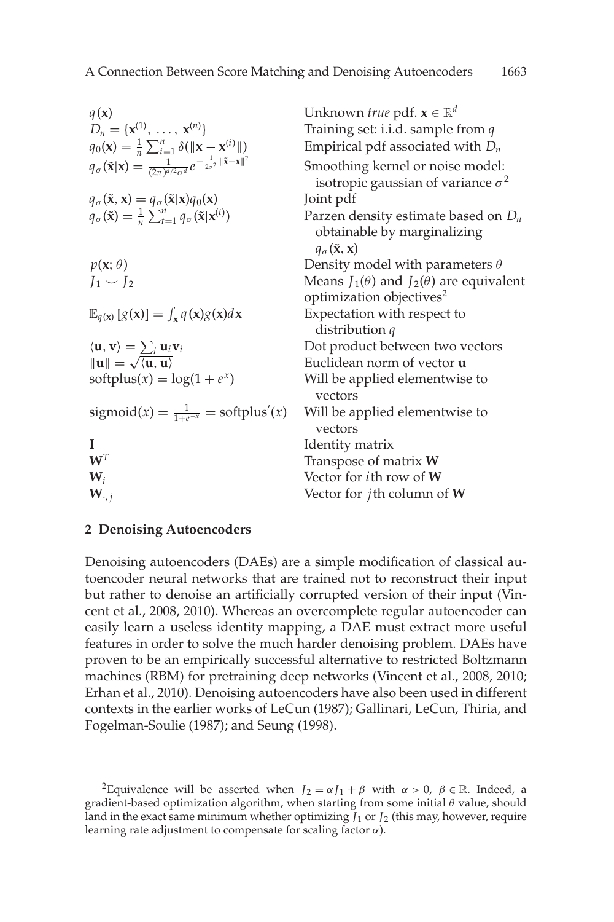| | |
|---|---|
| $q(\mathbf{x})$ | Unknown *true* pdf. $\mathbf{x} \in \mathbb{R}^d$ |
| $D_n = \{\mathbf{x}^{(1)}, \ldots, \mathbf{x}^{(n)}\}$ | Training set: i.i.d. sample from $q$ |
| $q_0(\mathbf{x}) = \frac{1}{n}\sum_{i=1}^{n} \delta(\lVert \mathbf{x} - \mathbf{x}^{(i)} \rVert)$ | Empirical pdf associated with $D_n$ |
| $q_\sigma(\tilde{\mathbf{x}}\vert\mathbf{x}) = \frac{1}{(2\pi)^{d/2}\sigma^d} e^{-\frac{1}{2\sigma^2}\lVert\tilde{\mathbf{x}}-\mathbf{x}\rVert^2}$ | Smoothing kernel or noise model: isotropic gaussian of variance $\sigma^2$ |
| $q_\sigma(\tilde{\mathbf{x}}, \mathbf{x}) = q_\sigma(\tilde{\mathbf{x}}\vert\mathbf{x}) q_0(\mathbf{x})$ | Joint pdf |
| $q_\sigma(\tilde{\mathbf{x}}) = \frac{1}{n}\sum_{t=1}^{n} q_\sigma(\tilde{\mathbf{x}}\vert\mathbf{x}^{(t)})$ | Parzen density estimate based on $D_n$ obtainable by marginalizing $q_\sigma(\tilde{\mathbf{x}}, \mathbf{x})$ |
| $p(\mathbf{x}; \theta)$ | Density model with parameters $\theta$ |
| $J_1 \smile J_2$ | Means $J_1(\theta)$ and $J_2(\theta)$ are equivalent optimization objectives[2] |
| $\mathbb{E}_{q(\mathbf{x})}[g(\mathbf{x})] = \int_{\mathbf{x}} q(\mathbf{x}) g(\mathbf{x}) d\mathbf{x}$ | Expectation with respect to distribution $q$ |
| $\langle \mathbf{u}, \mathbf{v} \rangle = \sum_i \mathbf{u}_i \mathbf{v}_i$ | Dot product between two vectors |
| $\lVert \mathbf{u} \rVert = \sqrt{\langle \mathbf{u}, \mathbf{u} \rangle}$ | Euclidean norm of vector $\mathbf{u}$ |
| $\text{softplus}(x) = \log(1 + e^x)$ | Will be applied elementwise to vectors |
| $\text{sigmoid}(x) = \frac{1}{1+e^{-x}} = \text{softplus}'(x)$ | Will be applied elementwise to vectors |
| $\mathbf{I}$ | Identity matrix |
| $\mathbf{W}^T$ | Transpose of matrix $\mathbf{W}$ |
| $\mathbf{W}_i$ | Vector for $i$th row of $\mathbf{W}$ |
| $\mathbf{W}_{\cdot,j}$ | Vector for $j$th column of $\mathbf{W}$ |

## 2 Denoising Autoencoders

Denoising autoencoders (DAEs) are a simple modification of classical autoencoder neural networks that are trained not to reconstruct their input but rather to denoise an artificially corrupted version of their input (Vincent et al., 2008, 2010). Whereas an overcomplete regular autoencoder can easily learn a useless identity mapping, a DAE must extract more useful features in order to solve the much harder denoising problem. DAEs have proven to be an empirically successful alternative to restricted Boltzmann machines (RBM) for pretraining deep networks (Vincent et al., 2008, 2010; Erhan et al., 2010). Denoising autoencoders have also been used in different contexts in the earlier works of LeCun (1987); Gallinari, LeCun, Thiria, and Fogelman-Soulie (1987); and Seung (1998).

---

[2]Equivalence will be asserted when $J_2 = \alpha J_1 + \beta$ with $\alpha > 0$, $\beta \in \mathbb{R}$. Indeed, a gradient-based optimization algorithm, when starting from some initial $\theta$ value, should land in the exact same minimum whether optimizing $J_1$ or $J_2$ (this may, however, require learning rate adjustment to compensate for scaling factor $\alpha$).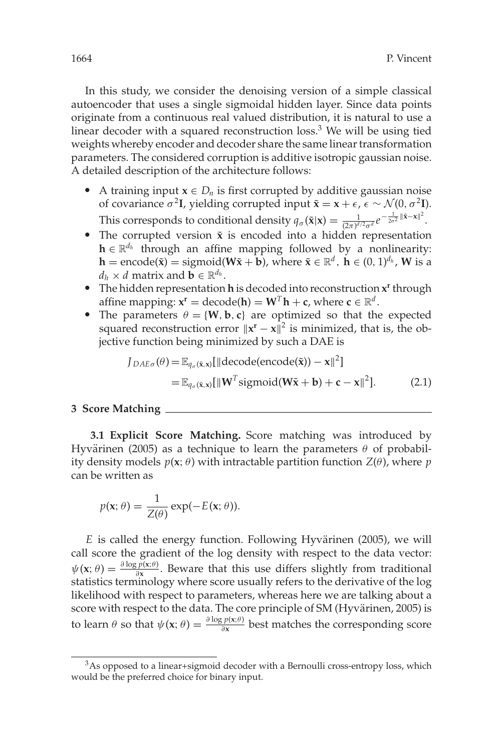In this study, we consider the denoising version of a simple classical autoencoder that uses a single sigmoidal hidden layer. Since data points originate from a continuous real valued distribution, it is natural to use a linear decoder with a squared reconstruction loss.[3] We will be using tied weights whereby encoder and decoder share the same linear transformation parameters. The considered corruption is additive isotropic gaussian noise. A detailed description of the architecture follows:

- A training input $\mathbf{x} \in D_n$ is first corrupted by additive gaussian noise of covariance $\sigma^2\mathbf{I}$, yielding corrupted input $\tilde{\mathbf{x}} = \mathbf{x} + \epsilon$, $\epsilon \sim \mathcal{N}(0, \sigma^2\mathbf{I})$. This corresponds to conditional density $q_\sigma(\tilde{\mathbf{x}}|\mathbf{x}) = \frac{1}{(2\pi)^{d/2}\sigma^d} e^{-\frac{1}{2\sigma^2}\|\tilde{\mathbf{x}}-\mathbf{x}\|^2}$.
- The corrupted version $\tilde{\mathbf{x}}$ is encoded into a hidden representation $\mathbf{h} \in \mathbb{R}^{d_h}$ through an affine mapping followed by a nonlinearity: $\mathbf{h} = \text{encode}(\tilde{\mathbf{x}}) = \text{sigmoid}(\mathbf{W}\tilde{\mathbf{x}} + \mathbf{b})$, where $\tilde{\mathbf{x}} \in \mathbb{R}^d$, $\mathbf{h} \in (0, 1)^{d_h}$, $\mathbf{W}$ is a $d_h \times d$ matrix and $\mathbf{b} \in \mathbb{R}^{d_h}$.
- The hidden representation $\mathbf{h}$ is decoded into reconstruction $\mathbf{x}^\mathbf{r}$ through affine mapping: $\mathbf{x}^\mathbf{r} = \text{decode}(\mathbf{h}) = \mathbf{W}^T\mathbf{h} + \mathbf{c}$, where $\mathbf{c} \in \mathbb{R}^d$.
- The parameters $\theta = \{\mathbf{W}, \mathbf{b}, \mathbf{c}\}$ are optimized so that the expected squared reconstruction error $\|\mathbf{x}^\mathbf{r} - \mathbf{x}\|^2$ is minimized, that is, the objective function being minimized by such a DAE is

$$
\begin{aligned}
J_{DAE\sigma}(\theta) &= \mathbb{E}_{q_\sigma(\tilde{\mathbf{x}},\mathbf{x})}[\|\text{decode}(\text{encode}(\tilde{\mathbf{x}})) - \mathbf{x}\|^2] \\
&= \mathbb{E}_{q_\sigma(\tilde{\mathbf{x}},\mathbf{x})}[\|\mathbf{W}^T\text{sigmoid}(\mathbf{W}\tilde{\mathbf{x}} + \mathbf{b}) + \mathbf{c} - \mathbf{x}\|^2]. \qquad (2.1)
\end{aligned}
$$

## 3 Score Matching

**3.1 Explicit Score Matching.** Score matching was introduced by Hyvärinen (2005) as a technique to learn the parameters $\theta$ of probability density models $p(\mathbf{x}; \theta)$ with intractable partition function $Z(\theta)$, where $p$ can be written as

$$
p(\mathbf{x}; \theta) = \frac{1}{Z(\theta)} \exp(-E(\mathbf{x}; \theta)).
$$

$E$ is called the energy function. Following Hyvärinen (2005), we will call score the gradient of the log density with respect to the data vector: $\psi(\mathbf{x}; \theta) = \frac{\partial \log p(\mathbf{x};\theta)}{\partial \mathbf{x}}$. Beware that this use differs slightly from traditional statistics terminology where score usually refers to the derivative of the log likelihood with respect to parameters, whereas here we are talking about a score with respect to the data. The core principle of SM (Hyvärinen, 2005) is to learn $\theta$ so that $\psi(\mathbf{x}; \theta) = \frac{\partial \log p(\mathbf{x};\theta)}{\partial \mathbf{x}}$ best matches the corresponding score

[3] As opposed to a linear+sigmoid decoder with a Bernoulli cross-entropy loss, which would be the preferred choice for binary input.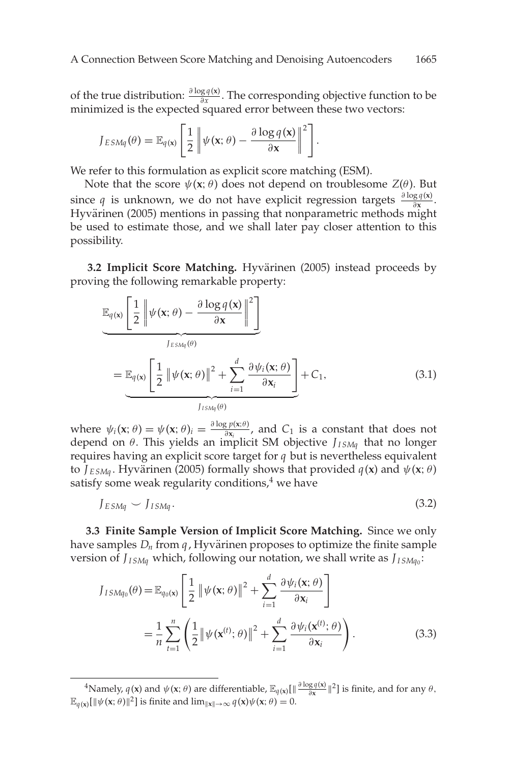of the true distribution: $\frac{\partial \log q(\mathbf{x})}{\partial x}$. The corresponding objective function to be minimized is the expected squared error between these two vectors:

$$J_{ESMq}(\theta) = \mathbb{E}_{q(\mathbf{x})}\left[\frac{1}{2}\left\|\psi(\mathbf{x};\theta) - \frac{\partial \log q(\mathbf{x})}{\partial \mathbf{x}}\right\|^2\right].$$

We refer to this formulation as explicit score matching (ESM).

Note that the score $\psi(\mathbf{x};\theta)$ does not depend on troublesome $Z(\theta)$. But since $q$ is unknown, we do not have explicit regression targets $\frac{\partial \log q(\mathbf{x})}{\partial \mathbf{x}}$. Hyvärinen (2005) mentions in passing that nonparametric methods might be used to estimate those, and we shall later pay closer attention to this possibility.

**3.2 Implicit Score Matching.** Hyvärinen (2005) instead proceeds by proving the following remarkable property:

$$\underbrace{\mathbb{E}_{q(\mathbf{x})}\left[\frac{1}{2}\left\|\psi(\mathbf{x};\theta) - \frac{\partial \log q(\mathbf{x})}{\partial \mathbf{x}}\right\|^2\right]}_{J_{ESMq}(\theta)}$$

$$= \underbrace{\mathbb{E}_{q(\mathbf{x})}\left[\frac{1}{2}\left\|\psi(\mathbf{x};\theta)\right\|^2 + \sum_{i=1}^{d}\frac{\partial \psi_i(\mathbf{x};\theta)}{\partial \mathbf{x}_i}\right]}_{J_{ISMq}(\theta)} + C_1, \tag{3.1}$$

where $\psi_i(\mathbf{x};\theta) = \psi(\mathbf{x};\theta)_i = \frac{\partial \log p(\mathbf{x};\theta)}{\partial \mathbf{x}_i}$, and $C_1$ is a constant that does not depend on $\theta$. This yields an implicit SM objective $J_{ISMq}$ that no longer requires having an explicit score target for $q$ but is nevertheless equivalent to $J_{ESMq}$. Hyvärinen (2005) formally shows that provided $q(\mathbf{x})$ and $\psi(\mathbf{x};\theta)$ satisfy some weak regularity conditions,[4] we have

$$J_{ESMq} \smile J_{ISMq}. \tag{3.2}$$

**3.3 Finite Sample Version of Implicit Score Matching.** Since we only have samples $D_n$ from $q$, Hyvärinen proposes to optimize the finite sample version of $J_{ISMq}$ which, following our notation, we shall write as $J_{ISMq_0}$:

$$\begin{aligned} J_{ISMq_0}(\theta) &= \mathbb{E}_{q_0(\mathbf{x})}\left[\frac{1}{2}\left\|\psi(\mathbf{x};\theta)\right\|^2 + \sum_{i=1}^{d}\frac{\partial \psi_i(\mathbf{x};\theta)}{\partial \mathbf{x}_i}\right] \\ &= \frac{1}{n}\sum_{t=1}^{n}\left(\frac{1}{2}\left\|\psi(\mathbf{x}^{(t)};\theta)\right\|^2 + \sum_{i=1}^{d}\frac{\partial \psi_i(\mathbf{x}^{(t)};\theta)}{\partial \mathbf{x}_i}\right). \end{aligned} \tag{3.3}$$

[4] Namely, $q(\mathbf{x})$ and $\psi(\mathbf{x};\theta)$ are differentiable, $\mathbb{E}_{q(\mathbf{x})}[\|\frac{\partial \log q(\mathbf{x})}{\partial \mathbf{x}}\|^2]$ is finite, and for any $\theta$, $\mathbb{E}_{q(\mathbf{x})}[\|\psi(\mathbf{x};\theta)\|^2]$ is finite and $\lim_{\|\mathbf{x}\|\to\infty} q(\mathbf{x})\psi(\mathbf{x};\theta) = 0$.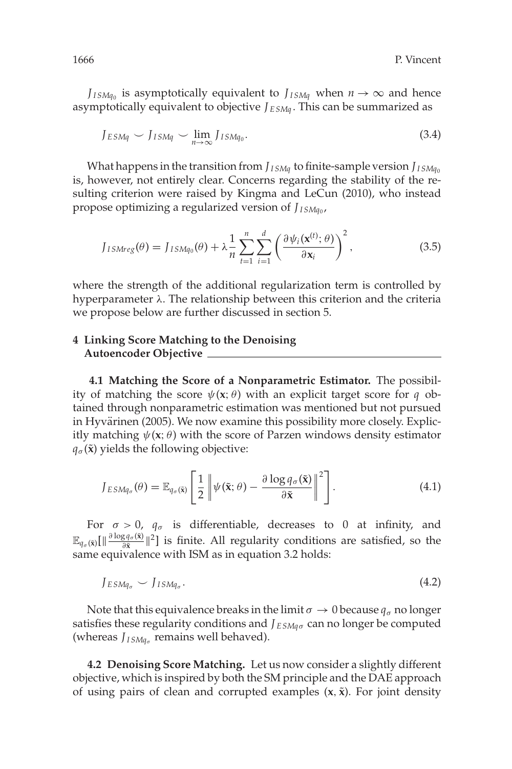$J_{ISMq_0}$ is asymptotically equivalent to $J_{ISMq}$ when $n \to \infty$ and hence asymptotically equivalent to objective $J_{ESMq}$. This can be summarized as

$$J_{ESMq} \smile J_{ISMq} \smile \lim_{n\to\infty} J_{ISMq_0}. \tag{3.4}$$

What happens in the transition from $J_{ISMq}$ to finite-sample version $J_{ISMq_0}$ is, however, not entirely clear. Concerns regarding the stability of the resulting criterion were raised by Kingma and LeCun (2010), who instead propose optimizing a regularized version of $J_{ISMq_0}$,

$$J_{ISMreg}(\theta) = J_{ISMq_0}(\theta) + \lambda \frac{1}{n} \sum_{t=1}^{n} \sum_{i=1}^{d} \left( \frac{\partial \psi_i(\mathbf{x}^{(t)}; \theta)}{\partial \mathbf{x}_i} \right)^2, \tag{3.5}$$

where the strength of the additional regularization term is controlled by hyperparameter $\lambda$. The relationship between this criterion and the criteria we propose below are further discussed in section 5.

## 4 Linking Score Matching to the Denoising Autoencoder Objective

**4.1 Matching the Score of a Nonparametric Estimator.** The possibility of matching the score $\psi(\mathbf{x}; \theta)$ with an explicit target score for $q$ obtained through nonparametric estimation was mentioned but not pursued in Hyvärinen (2005). We now examine this possibility more closely. Explicitly matching $\psi(\mathbf{x}; \theta)$ with the score of Parzen windows density estimator $q_\sigma(\tilde{\mathbf{x}})$ yields the following objective:

$$J_{ESMq_\sigma}(\theta) = \mathbb{E}_{q_\sigma(\tilde{\mathbf{x}})} \left[ \frac{1}{2} \left\| \psi(\tilde{\mathbf{x}}; \theta) - \frac{\partial \log q_\sigma(\tilde{\mathbf{x}})}{\partial \tilde{\mathbf{x}}} \right\|^2 \right]. \tag{4.1}$$

For $\sigma > 0$, $q_\sigma$ is differentiable, decreases to 0 at infinity, and $\mathbb{E}_{q_\sigma(\tilde{\mathbf{x}})}[\| \frac{\partial \log q_\sigma(\tilde{\mathbf{x}})}{\partial \tilde{\mathbf{x}}} \|^2]$ is finite. All regularity conditions are satisfied, so the same equivalence with ISM as in equation 3.2 holds:

$$J_{ESMq_\sigma} \smile J_{ISMq_\sigma}. \tag{4.2}$$

Note that this equivalence breaks in the limit $\sigma \to 0$ because $q_\sigma$ no longer satisfies these regularity conditions and $J_{ESMq\sigma}$ can no longer be computed (whereas $J_{ISMq_\sigma}$ remains well behaved).

**4.2 Denoising Score Matching.** Let us now consider a slightly different objective, which is inspired by both the SM principle and the DAE approach of using pairs of clean and corrupted examples $(\mathbf{x}, \tilde{\mathbf{x}})$. For joint density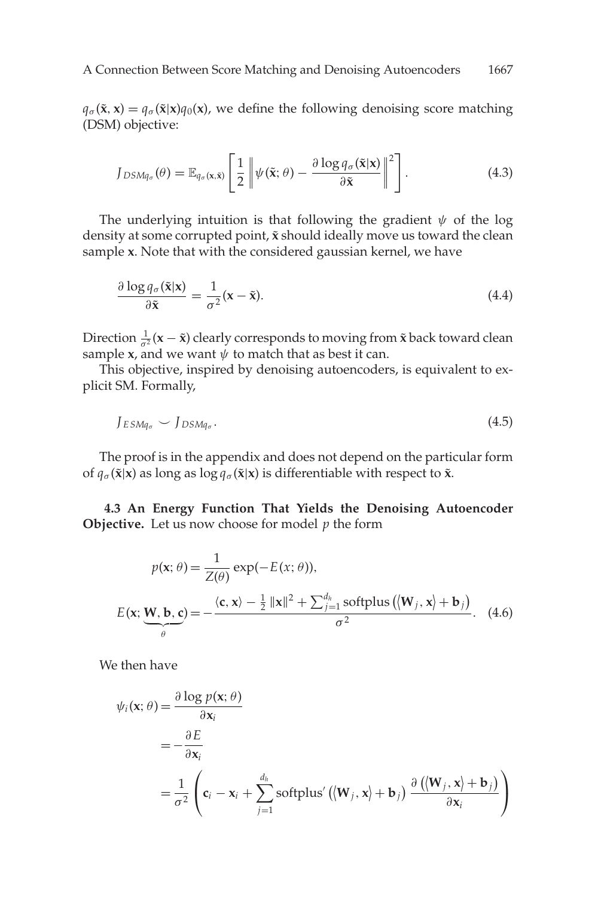$q_\sigma(\tilde{\mathbf{x}}, \mathbf{x}) = q_\sigma(\tilde{\mathbf{x}}|\mathbf{x})q_0(\mathbf{x})$, we define the following denoising score matching (DSM) objective:

$$J_{DSMq_\sigma}(\theta) = \mathbb{E}_{q_\sigma(\mathbf{x},\tilde{\mathbf{x}})}\left[\frac{1}{2}\left\|\psi(\tilde{\mathbf{x}};\theta) - \frac{\partial \log q_\sigma(\tilde{\mathbf{x}}|\mathbf{x})}{\partial \tilde{\mathbf{x}}}\right\|^2\right]. \tag{4.3}$$

The underlying intuition is that following the gradient $\psi$ of the log density at some corrupted point, $\tilde{\mathbf{x}}$ should ideally move us toward the clean sample $\mathbf{x}$. Note that with the considered gaussian kernel, we have

$$\frac{\partial \log q_\sigma(\tilde{\mathbf{x}}|\mathbf{x})}{\partial \tilde{\mathbf{x}}} = \frac{1}{\sigma^2}(\mathbf{x} - \tilde{\mathbf{x}}). \tag{4.4}$$

Direction $\frac{1}{\sigma^2}(\mathbf{x} - \tilde{\mathbf{x}})$ clearly corresponds to moving from $\tilde{\mathbf{x}}$ back toward clean sample $\mathbf{x}$, and we want $\psi$ to match that as best it can.

This objective, inspired by denoising autoencoders, is equivalent to explicit SM. Formally,

$$J_{ESMq_\sigma} \smile J_{DSMq_\sigma}. \tag{4.5}$$

The proof is in the appendix and does not depend on the particular form of $q_\sigma(\tilde{\mathbf{x}}|\mathbf{x})$ as long as $\log q_\sigma(\tilde{\mathbf{x}}|\mathbf{x})$ is differentiable with respect to $\tilde{\mathbf{x}}$.

### 4.3 An Energy Function That Yields the Denoising Autoencoder Objective.

Let us now choose for model $p$ the form

$$p(\mathbf{x};\theta) = \frac{1}{Z(\theta)}\exp(-E(x;\theta)),$$

$$E(\mathbf{x};\underbrace{\mathbf{W},\mathbf{b},\mathbf{c}}_{\theta}) = -\frac{\langle \mathbf{c}, \mathbf{x}\rangle - \frac{1}{2}\|\mathbf{x}\|^2 + \sum_{j=1}^{d_h}\text{softplus}\left(\langle \mathbf{W}_j, \mathbf{x}\rangle + \mathbf{b}_j\right)}{\sigma^2}. \tag{4.6}$$

We then have

$$\begin{aligned}
\psi_i(\mathbf{x};\theta) &= \frac{\partial \log p(\mathbf{x};\theta)}{\partial \mathbf{x}_i} \\
&= -\frac{\partial E}{\partial \mathbf{x}_i} \\
&= \frac{1}{\sigma^2}\left(\mathbf{c}_i - \mathbf{x}_i + \sum_{j=1}^{d_h}\text{softplus}'\left(\langle \mathbf{W}_j, \mathbf{x}\rangle + \mathbf{b}_j\right)\frac{\partial\left(\langle \mathbf{W}_j, \mathbf{x}\rangle + \mathbf{b}_j\right)}{\partial \mathbf{x}_i}\right)
\end{aligned}$$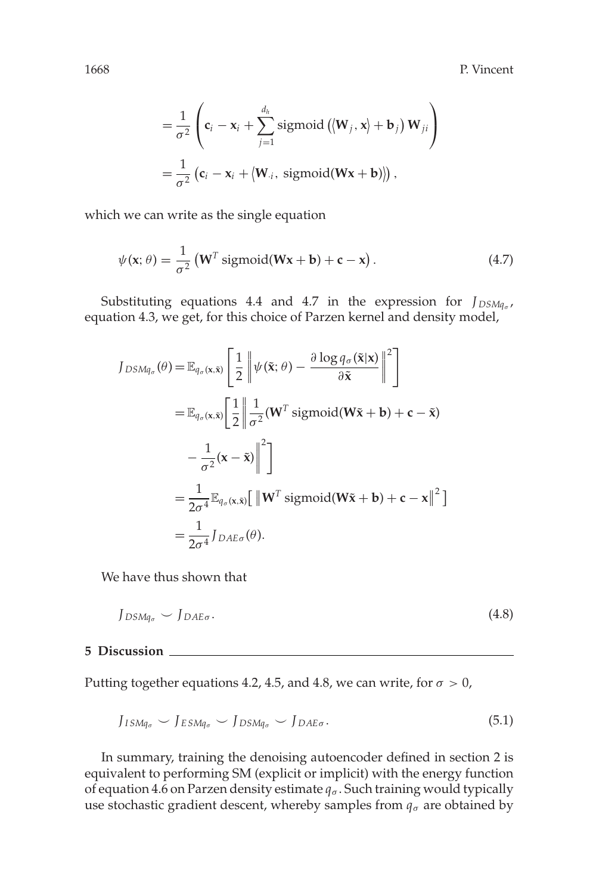$$= \frac{1}{\sigma^2}\left(\mathbf{c}_i - \mathbf{x}_i + \sum_{j=1}^{d_h} \text{sigmoid}\left(\langle \mathbf{W}_j, \mathbf{x}\rangle + \mathbf{b}_j\right)\mathbf{W}_{ji}\right)$$

$$= \frac{1}{\sigma^2}\left(\mathbf{c}_i - \mathbf{x}_i + \langle \mathbf{W}_{\cdot i},\ \text{sigmoid}(\mathbf{W}\mathbf{x} + \mathbf{b})\rangle\right),$$

which we can write as the single equation

$$\psi(\mathbf{x};\theta) = \frac{1}{\sigma^2}\left(\mathbf{W}^T \text{sigmoid}(\mathbf{W}\mathbf{x} + \mathbf{b}) + \mathbf{c} - \mathbf{x}\right). \tag{4.7}$$

Substituting equations 4.4 and 4.7 in the expression for $J_{DSMq_\sigma}$, equation 4.3, we get, for this choice of Parzen kernel and density model,

$$\begin{aligned}
J_{DSMq_\sigma}(\theta) &= \mathbb{E}_{q_\sigma(\mathbf{x},\tilde{\mathbf{x}})}\left[\frac{1}{2}\left\|\psi(\tilde{\mathbf{x}};\theta) - \frac{\partial \log q_\sigma(\tilde{\mathbf{x}}|\mathbf{x})}{\partial \tilde{\mathbf{x}}}\right\|^2\right] \\
&= \mathbb{E}_{q_\sigma(\mathbf{x},\tilde{\mathbf{x}})}\Bigg[\frac{1}{2}\Bigg\|\frac{1}{\sigma^2}(\mathbf{W}^T \text{sigmoid}(\mathbf{W}\tilde{\mathbf{x}} + \mathbf{b}) + \mathbf{c} - \tilde{\mathbf{x}}) \\
&\qquad - \frac{1}{\sigma^2}(\mathbf{x} - \tilde{\mathbf{x}})\Bigg\|^2\Bigg] \\
&= \frac{1}{2\sigma^4}\mathbb{E}_{q_\sigma(\mathbf{x},\tilde{\mathbf{x}})}\left[\left\|\mathbf{W}^T \text{sigmoid}(\mathbf{W}\tilde{\mathbf{x}} + \mathbf{b}) + \mathbf{c} - \mathbf{x}\right\|^2\right] \\
&= \frac{1}{2\sigma^4} J_{DAE\sigma}(\theta).
\end{aligned}$$

We have thus shown that

$$J_{DSMq_\sigma} \smile J_{DAE\sigma}. \tag{4.8}$$

## 5 Discussion

Putting together equations 4.2, 4.5, and 4.8, we can write, for $\sigma > 0$,

$$J_{ISMq_\sigma} \smile J_{ESMq_\sigma} \smile J_{DSMq_\sigma} \smile J_{DAE\sigma}. \tag{5.1}$$

In summary, training the denoising autoencoder defined in section 2 is equivalent to performing SM (explicit or implicit) with the energy function of equation 4.6 on Parzen density estimate $q_\sigma$. Such training would typically use stochastic gradient descent, whereby samples from $q_\sigma$ are obtained by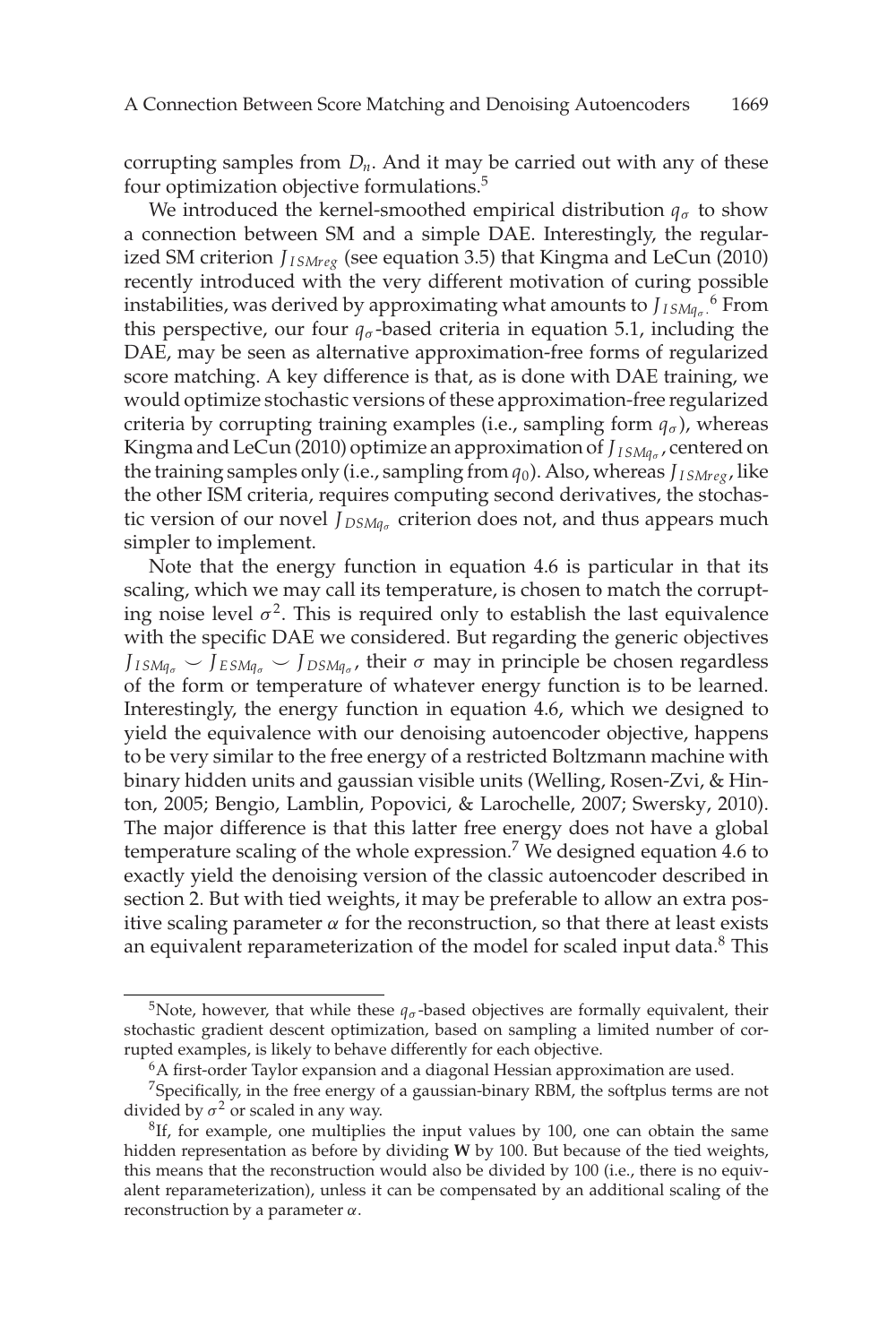corrupting samples from $D_n$. And it may be carried out with any of these four optimization objective formulations.[5]

We introduced the kernel-smoothed empirical distribution $q_\sigma$ to show a connection between SM and a simple DAE. Interestingly, the regularized SM criterion $J_{ISMreg}$ (see equation 3.5) that Kingma and LeCun (2010) recently introduced with the very different motivation of curing possible instabilities, was derived by approximating what amounts to $J_{ISMq_\sigma}$.[6] From this perspective, our four $q_\sigma$-based criteria in equation 5.1, including the DAE, may be seen as alternative approximation-free forms of regularized score matching. A key difference is that, as is done with DAE training, we would optimize stochastic versions of these approximation-free regularized criteria by corrupting training examples (i.e., sampling form $q_\sigma$), whereas Kingma and LeCun (2010) optimize an approximation of $J_{ISMq_\sigma}$, centered on the training samples only (i.e., sampling from $q_0$). Also, whereas $J_{ISMreg}$, like the other ISM criteria, requires computing second derivatives, the stochastic version of our novel $J_{DSMq_\sigma}$ criterion does not, and thus appears much simpler to implement.

Note that the energy function in equation 4.6 is particular in that its scaling, which we may call its temperature, is chosen to match the corrupting noise level $\sigma^2$. This is required only to establish the last equivalence with the specific DAE we considered. But regarding the generic objectives $J_{ISMq_\sigma} \smile J_{ESMq_\sigma} \smile J_{DSMq_\sigma}$, their $\sigma$ may in principle be chosen regardless of the form or temperature of whatever energy function is to be learned. Interestingly, the energy function in equation 4.6, which we designed to yield the equivalence with our denoising autoencoder objective, happens to be very similar to the free energy of a restricted Boltzmann machine with binary hidden units and gaussian visible units (Welling, Rosen-Zvi, & Hinton, 2005; Bengio, Lamblin, Popovici, & Larochelle, 2007; Swersky, 2010). The major difference is that this latter free energy does not have a global temperature scaling of the whole expression.[7] We designed equation 4.6 to exactly yield the denoising version of the classic autoencoder described in section 2. But with tied weights, it may be preferable to allow an extra positive scaling parameter $\alpha$ for the reconstruction, so that there at least exists an equivalent reparameterization of the model for scaled input data.[8] This

---

[5] Note, however, that while these $q_\sigma$-based objectives are formally equivalent, their stochastic gradient descent optimization, based on sampling a limited number of corrupted examples, is likely to behave differently for each objective.

[6] A first-order Taylor expansion and a diagonal Hessian approximation are used.

[7] Specifically, in the free energy of a gaussian-binary RBM, the softplus terms are not divided by $\sigma^2$ or scaled in any way.

[8] If, for example, one multiplies the input values by 100, one can obtain the same hidden representation as before by dividing **W** by 100. But because of the tied weights, this means that the reconstruction would also be divided by 100 (i.e., there is no equivalent reparameterization), unless it can be compensated by an additional scaling of the reconstruction by a parameter $\alpha$.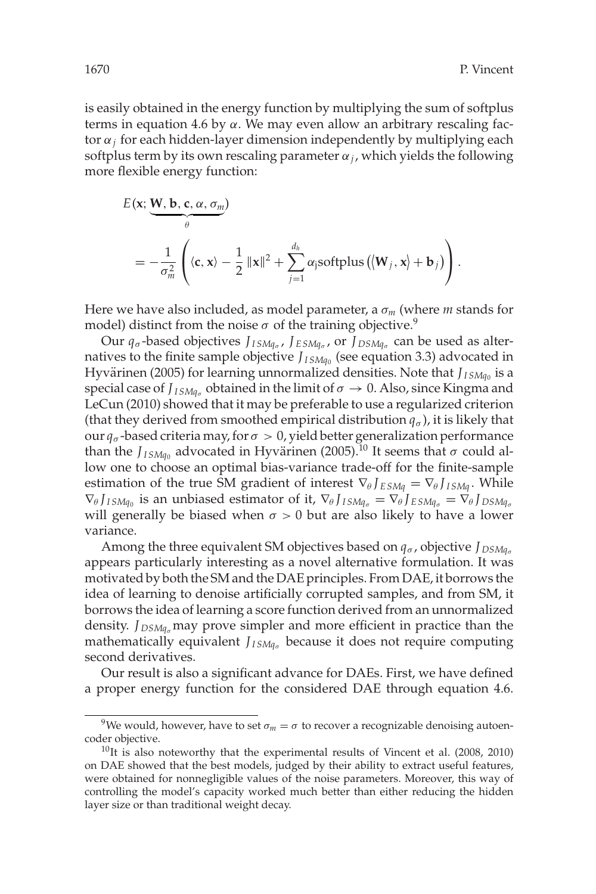is easily obtained in the energy function by multiplying the sum of softplus terms in equation 4.6 by $\alpha$. We may even allow an arbitrary rescaling factor $\alpha_j$ for each hidden-layer dimension independently by multiplying each softplus term by its own rescaling parameter $\alpha_j$, which yields the following more flexible energy function:

$$E(\mathbf{x}; \underbrace{\mathbf{W}, \mathbf{b}, \mathbf{c}, \alpha, \sigma_m}_{\theta}) = -\frac{1}{\sigma_m^2}\left(\langle \mathbf{c}, \mathbf{x}\rangle - \frac{1}{2}\|\mathbf{x}\|^2 + \sum_{j=1}^{d_h} \alpha_j \text{softplus}\left(\langle \mathbf{W}_j, \mathbf{x}\rangle + \mathbf{b}_j\right)\right).$$

Here we have also included, as model parameter, a $\sigma_m$ (where $m$ stands for model) distinct from the noise $\sigma$ of the training objective.[9]

Our $q_\sigma$-based objectives $J_{ISMq_\sigma}$, $J_{ESMq_\sigma}$, or $J_{DSMq_\sigma}$ can be used as alternatives to the finite sample objective $J_{ISMq_0}$ (see equation 3.3) advocated in Hyvärinen (2005) for learning unnormalized densities. Note that $J_{ISMq_0}$ is a special case of $J_{ISMq_\sigma}$ obtained in the limit of $\sigma \to 0$. Also, since Kingma and LeCun (2010) showed that it may be preferable to use a regularized criterion (that they derived from smoothed empirical distribution $q_\sigma$), it is likely that our $q_\sigma$-based criteria may, for $\sigma > 0$, yield better generalization performance than the $J_{ISMq_0}$ advocated in Hyvärinen (2005).[10] It seems that $\sigma$ could allow one to choose an optimal bias-variance trade-off for the finite-sample estimation of the true SM gradient of interest $\nabla_\theta J_{ESMq} = \nabla_\theta J_{ISMq}$. While $\nabla_\theta J_{ISMq_0}$ is an unbiased estimator of it, $\nabla_\theta J_{ISMq_\sigma} = \nabla_\theta J_{ESMq_\sigma} = \nabla_\theta J_{DSMq_\sigma}$ will generally be biased when $\sigma > 0$ but are also likely to have a lower variance.

Among the three equivalent SM objectives based on $q_\sigma$, objective $J_{DSMq_\sigma}$ appears particularly interesting as a novel alternative formulation. It was motivated by both the SM and the DAE principles. From DAE, it borrows the idea of learning to denoise artificially corrupted samples, and from SM, it borrows the idea of learning a score function derived from an unnormalized density. $J_{DSMq_\sigma}$ may prove simpler and more efficient in practice than the mathematically equivalent $J_{ISMq_\sigma}$ because it does not require computing second derivatives.

Our result is also a significant advance for DAEs. First, we have defined a proper energy function for the considered DAE through equation 4.6.

[9] We would, however, have to set $\sigma_m = \sigma$ to recover a recognizable denoising autoencoder objective.

[10] It is also noteworthy that the experimental results of Vincent et al. (2008, 2010) on DAE showed that the best models, judged by their ability to extract useful features, were obtained for nonnegligible values of the noise parameters. Moreover, this way of controlling the model's capacity worked much better than either reducing the hidden layer size or than traditional weight decay.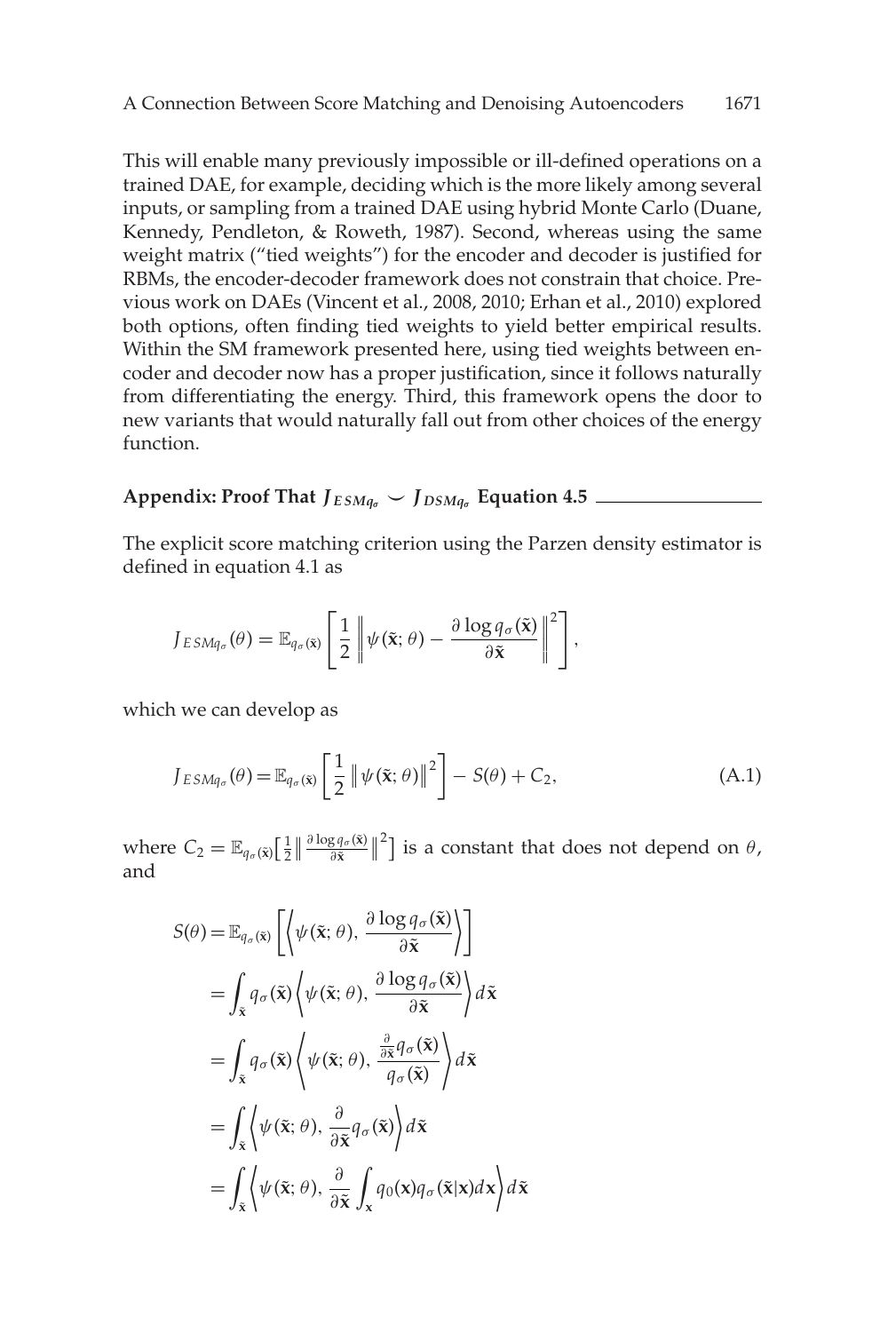This will enable many previously impossible or ill-defined operations on a trained DAE, for example, deciding which is the more likely among several inputs, or sampling from a trained DAE using hybrid Monte Carlo (Duane, Kennedy, Pendleton, & Roweth, 1987). Second, whereas using the same weight matrix ("tied weights") for the encoder and decoder is justified for RBMs, the encoder-decoder framework does not constrain that choice. Previous work on DAEs (Vincent et al., 2008, 2010; Erhan et al., 2010) explored both options, often finding tied weights to yield better empirical results. Within the SM framework presented here, using tied weights between encoder and decoder now has a proper justification, since it follows naturally from differentiating the energy. Third, this framework opens the door to new variants that would naturally fall out from other choices of the energy function.

## Appendix: Proof That $J_{ESMq_\sigma} \smile J_{DSMq_\sigma}$ Equation 4.5

The explicit score matching criterion using the Parzen density estimator is defined in equation 4.1 as

$$J_{ESMq_\sigma}(\theta) = \mathbb{E}_{q_\sigma(\tilde{\mathbf{x}})}\left[\frac{1}{2}\left\|\psi(\tilde{\mathbf{x}};\theta) - \frac{\partial \log q_\sigma(\tilde{\mathbf{x}})}{\partial \tilde{\mathbf{x}}}\right\|^2\right],$$

which we can develop as

$$J_{ESMq_\sigma}(\theta) = \mathbb{E}_{q_\sigma(\tilde{\mathbf{x}})}\left[\frac{1}{2}\left\|\psi(\tilde{\mathbf{x}};\theta)\right\|^2\right] - S(\theta) + C_2, \tag{A.1}$$

where $C_2 = \mathbb{E}_{q_\sigma(\tilde{\mathbf{x}})}\left[\frac{1}{2}\left\|\frac{\partial \log q_\sigma(\tilde{\mathbf{x}})}{\partial \tilde{\mathbf{x}}}\right\|^2\right]$ is a constant that does not depend on $\theta$, and

$$\begin{aligned}
S(\theta) &= \mathbb{E}_{q_\sigma(\tilde{\mathbf{x}})}\left[\left\langle \psi(\tilde{\mathbf{x}};\theta), \frac{\partial \log q_\sigma(\tilde{\mathbf{x}})}{\partial \tilde{\mathbf{x}}}\right\rangle\right] \\
&= \int_{\tilde{\mathbf{x}}} q_\sigma(\tilde{\mathbf{x}}) \left\langle \psi(\tilde{\mathbf{x}};\theta), \frac{\partial \log q_\sigma(\tilde{\mathbf{x}})}{\partial \tilde{\mathbf{x}}}\right\rangle d\tilde{\mathbf{x}} \\
&= \int_{\tilde{\mathbf{x}}} q_\sigma(\tilde{\mathbf{x}}) \left\langle \psi(\tilde{\mathbf{x}};\theta), \frac{\frac{\partial}{\partial \tilde{\mathbf{x}}} q_\sigma(\tilde{\mathbf{x}})}{q_\sigma(\tilde{\mathbf{x}})}\right\rangle d\tilde{\mathbf{x}} \\
&= \int_{\tilde{\mathbf{x}}} \left\langle \psi(\tilde{\mathbf{x}};\theta), \frac{\partial}{\partial \tilde{\mathbf{x}}} q_\sigma(\tilde{\mathbf{x}})\right\rangle d\tilde{\mathbf{x}} \\
&= \int_{\tilde{\mathbf{x}}} \left\langle \psi(\tilde{\mathbf{x}};\theta), \frac{\partial}{\partial \tilde{\mathbf{x}}} \int_{\mathbf{x}} q_0(\mathbf{x}) q_\sigma(\tilde{\mathbf{x}}|\mathbf{x}) d\mathbf{x}\right\rangle d\tilde{\mathbf{x}}
\end{aligned}$$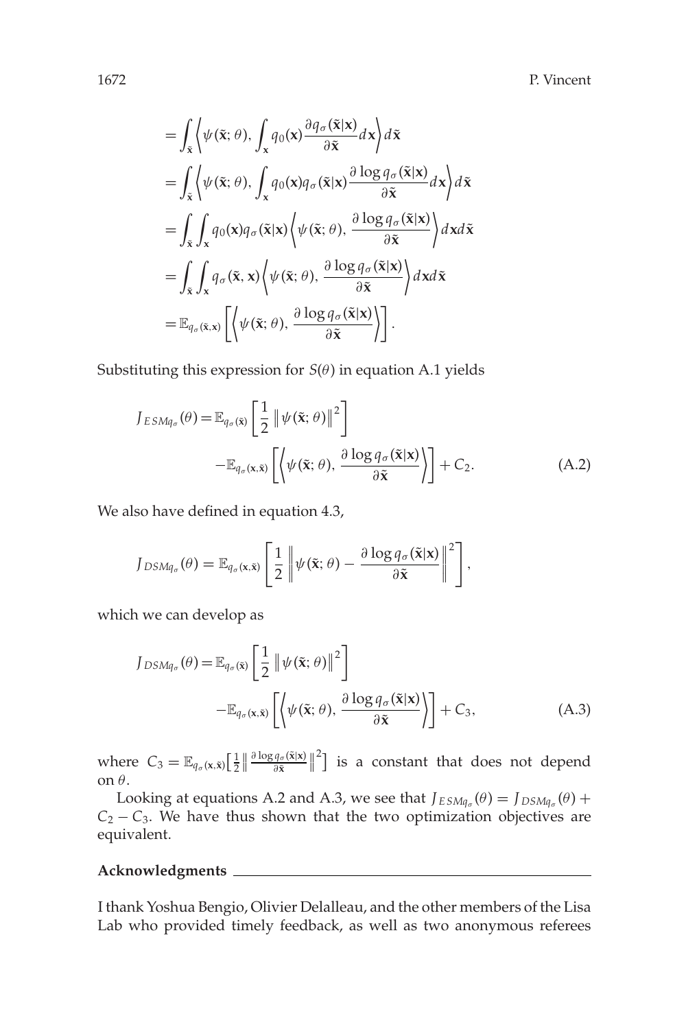$$
\begin{aligned}
&= \int_{\tilde{\mathbf{x}}} \left\langle \psi(\tilde{\mathbf{x}}; \theta), \int_{\mathbf{x}} q_0(\mathbf{x}) \frac{\partial q_\sigma(\tilde{\mathbf{x}}|\mathbf{x})}{\partial \tilde{\mathbf{x}}} d\mathbf{x} \right\rangle d\tilde{\mathbf{x}} \\
&= \int_{\tilde{\mathbf{x}}} \left\langle \psi(\tilde{\mathbf{x}}; \theta), \int_{\mathbf{x}} q_0(\mathbf{x}) q_\sigma(\tilde{\mathbf{x}}|\mathbf{x}) \frac{\partial \log q_\sigma(\tilde{\mathbf{x}}|\mathbf{x})}{\partial \tilde{\mathbf{x}}} d\mathbf{x} \right\rangle d\tilde{\mathbf{x}} \\
&= \int_{\tilde{\mathbf{x}}} \int_{\mathbf{x}} q_0(\mathbf{x}) q_\sigma(\tilde{\mathbf{x}}|\mathbf{x}) \left\langle \psi(\tilde{\mathbf{x}}; \theta), \frac{\partial \log q_\sigma(\tilde{\mathbf{x}}|\mathbf{x})}{\partial \tilde{\mathbf{x}}} \right\rangle d\mathbf{x} d\tilde{\mathbf{x}} \\
&= \int_{\tilde{\mathbf{x}}} \int_{\mathbf{x}} q_\sigma(\tilde{\mathbf{x}}, \mathbf{x}) \left\langle \psi(\tilde{\mathbf{x}}; \theta), \frac{\partial \log q_\sigma(\tilde{\mathbf{x}}|\mathbf{x})}{\partial \tilde{\mathbf{x}}} \right\rangle d\mathbf{x} d\tilde{\mathbf{x}} \\
&= \mathbb{E}_{q_\sigma(\tilde{\mathbf{x}}, \mathbf{x})} \left[ \left\langle \psi(\tilde{\mathbf{x}}; \theta), \frac{\partial \log q_\sigma(\tilde{\mathbf{x}}|\mathbf{x})}{\partial \tilde{\mathbf{x}}} \right\rangle \right].
\end{aligned}
$$

Substituting this expression for $S(\theta)$ in equation A.1 yields

$$
\begin{aligned}
J_{ESMq_\sigma}(\theta) = &\; \mathbb{E}_{q_\sigma(\tilde{\mathbf{x}})} \left[ \frac{1}{2} \left\| \psi(\tilde{\mathbf{x}}; \theta) \right\|^2 \right] \\
&- \mathbb{E}_{q_\sigma(\mathbf{x}, \tilde{\mathbf{x}})} \left[ \left\langle \psi(\tilde{\mathbf{x}}; \theta), \frac{\partial \log q_\sigma(\tilde{\mathbf{x}}|\mathbf{x})}{\partial \tilde{\mathbf{x}}} \right\rangle \right] + C_2. \qquad \text{(A.2)}
\end{aligned}
$$

We also have defined in equation 4.3,

$$
J_{DSMq_\sigma}(\theta) = \mathbb{E}_{q_\sigma(\mathbf{x}, \tilde{\mathbf{x}})} \left[ \frac{1}{2} \left\| \psi(\tilde{\mathbf{x}}; \theta) - \frac{\partial \log q_\sigma(\tilde{\mathbf{x}}|\mathbf{x})}{\partial \tilde{\mathbf{x}}} \right\|^2 \right],
$$

which we can develop as

$$
\begin{aligned}
J_{DSMq_\sigma}(\theta) = &\; \mathbb{E}_{q_\sigma(\tilde{\mathbf{x}})} \left[ \frac{1}{2} \left\| \psi(\tilde{\mathbf{x}}; \theta) \right\|^2 \right] \\
&- \mathbb{E}_{q_\sigma(\mathbf{x}, \tilde{\mathbf{x}})} \left[ \left\langle \psi(\tilde{\mathbf{x}}; \theta), \frac{\partial \log q_\sigma(\tilde{\mathbf{x}}|\mathbf{x})}{\partial \tilde{\mathbf{x}}} \right\rangle \right] + C_3, \qquad \text{(A.3)}
\end{aligned}
$$

where $C_3 = \mathbb{E}_{q_\sigma(\mathbf{x}, \tilde{\mathbf{x}})} \left[ \frac{1}{2} \left\| \frac{\partial \log q_\sigma(\tilde{\mathbf{x}}|\mathbf{x})}{\partial \tilde{\mathbf{x}}} \right\|^2 \right]$ is a constant that does not depend on $\theta$.

Looking at equations A.2 and A.3, we see that $J_{ESMq_\sigma}(\theta) = J_{DSMq_\sigma}(\theta) + C_2 - C_3$. We have thus shown that the two optimization objectives are equivalent.

## Acknowledgments

I thank Yoshua Bengio, Olivier Delalleau, and the other members of the Lisa Lab who provided timely feedback, as well as two anonymous referees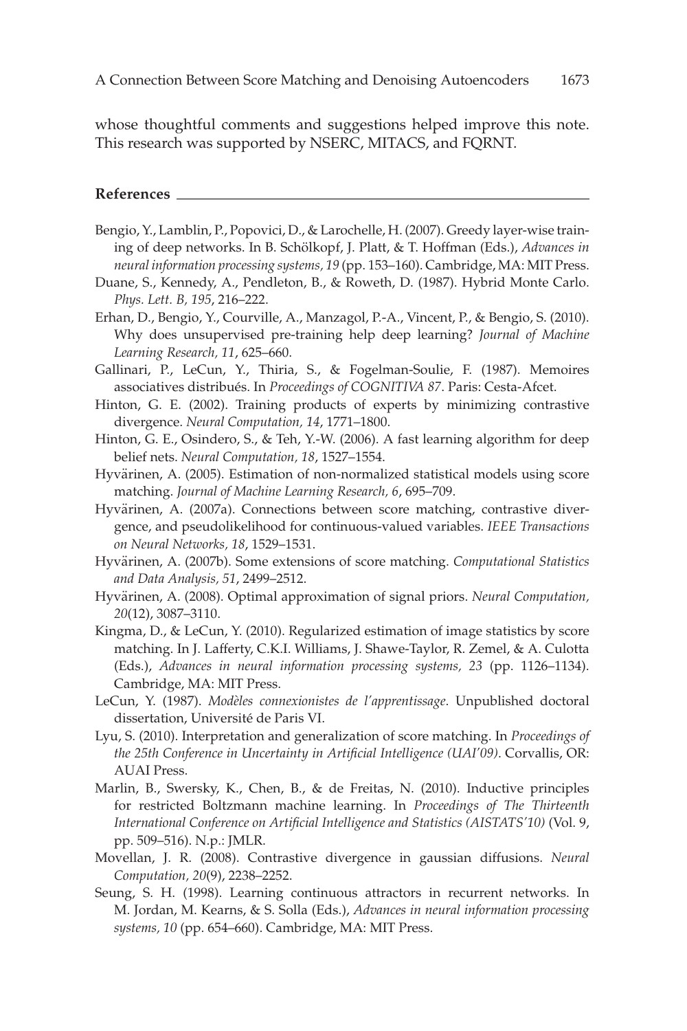whose thoughtful comments and suggestions helped improve this note. This research was supported by NSERC, MITACS, and FQRNT.

## References

Bengio, Y., Lamblin, P., Popovici, D., & Larochelle, H. (2007). Greedy layer-wise training of deep networks. In B. Schölkopf, J. Platt, & T. Hoffman (Eds.), *Advances in neural information processing systems, 19* (pp. 153–160). Cambridge, MA: MIT Press.

Duane, S., Kennedy, A., Pendleton, B., & Roweth, D. (1987). Hybrid Monte Carlo. *Phys. Lett. B, 195*, 216–222.

Erhan, D., Bengio, Y., Courville, A., Manzagol, P.-A., Vincent, P., & Bengio, S. (2010). Why does unsupervised pre-training help deep learning? *Journal of Machine Learning Research, 11*, 625–660.

Gallinari, P., LeCun, Y., Thiria, S., & Fogelman-Soulie, F. (1987). Memoires associatives distribués. In *Proceedings of COGNITIVA 87*. Paris: Cesta-Afcet.

Hinton, G. E. (2002). Training products of experts by minimizing contrastive divergence. *Neural Computation, 14*, 1771–1800.

Hinton, G. E., Osindero, S., & Teh, Y.-W. (2006). A fast learning algorithm for deep belief nets. *Neural Computation, 18*, 1527–1554.

Hyvärinen, A. (2005). Estimation of non-normalized statistical models using score matching. *Journal of Machine Learning Research, 6*, 695–709.

Hyvärinen, A. (2007a). Connections between score matching, contrastive divergence, and pseudolikelihood for continuous-valued variables. *IEEE Transactions on Neural Networks, 18*, 1529–1531.

Hyvärinen, A. (2007b). Some extensions of score matching. *Computational Statistics and Data Analysis, 51*, 2499–2512.

Hyvärinen, A. (2008). Optimal approximation of signal priors. *Neural Computation, 20*(12), 3087–3110.

Kingma, D., & LeCun, Y. (2010). Regularized estimation of image statistics by score matching. In J. Lafferty, C.K.I. Williams, J. Shawe-Taylor, R. Zemel, & A. Culotta (Eds.), *Advances in neural information processing systems, 23* (pp. 1126–1134). Cambridge, MA: MIT Press.

LeCun, Y. (1987). *Modèles connexionistes de l'apprentissage*. Unpublished doctoral dissertation, Université de Paris VI.

Lyu, S. (2010). Interpretation and generalization of score matching. In *Proceedings of the 25th Conference in Uncertainty in Artificial Intelligence (UAI'09)*. Corvallis, OR: AUAI Press.

Marlin, B., Swersky, K., Chen, B., & de Freitas, N. (2010). Inductive principles for restricted Boltzmann machine learning. In *Proceedings of The Thirteenth International Conference on Artificial Intelligence and Statistics (AISTATS'10)* (Vol. 9, pp. 509–516). N.p.: JMLR.

Movellan, J. R. (2008). Contrastive divergence in gaussian diffusions. *Neural Computation, 20*(9), 2238–2252.

Seung, S. H. (1998). Learning continuous attractors in recurrent networks. In M. Jordan, M. Kearns, & S. Solla (Eds.), *Advances in neural information processing systems, 10* (pp. 654–660). Cambridge, MA: MIT Press.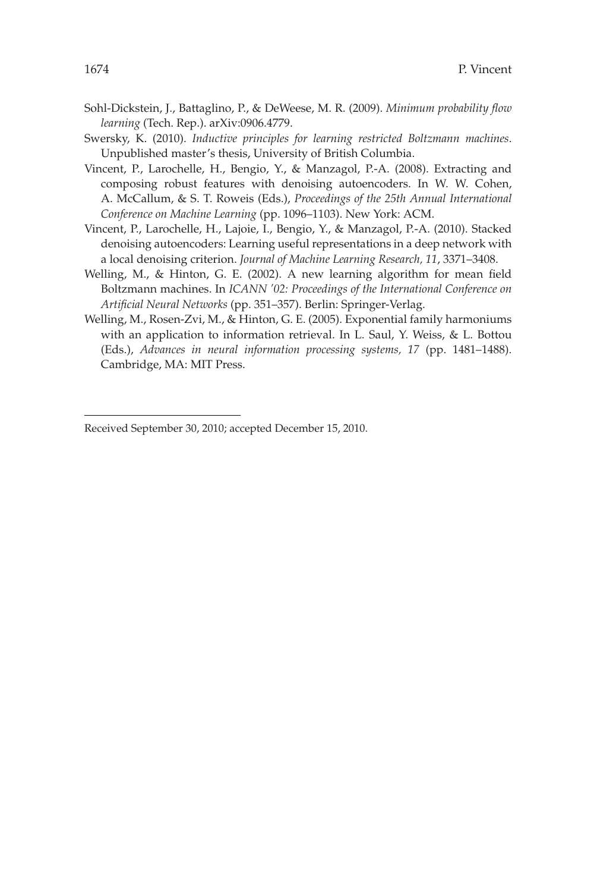Sohl-Dickstein, J., Battaglino, P., & DeWeese, M. R. (2009). *Minimum probability flow learning* (Tech. Rep.). arXiv:0906.4779.

Swersky, K. (2010). *Inductive principles for learning restricted Boltzmann machines*. Unpublished master's thesis, University of British Columbia.

Vincent, P., Larochelle, H., Bengio, Y., & Manzagol, P.-A. (2008). Extracting and composing robust features with denoising autoencoders. In W. W. Cohen, A. McCallum, & S. T. Roweis (Eds.), *Proceedings of the 25th Annual International Conference on Machine Learning* (pp. 1096–1103). New York: ACM.

Vincent, P., Larochelle, H., Lajoie, I., Bengio, Y., & Manzagol, P.-A. (2010). Stacked denoising autoencoders: Learning useful representations in a deep network with a local denoising criterion. *Journal of Machine Learning Research, 11*, 3371–3408.

Welling, M., & Hinton, G. E. (2002). A new learning algorithm for mean field Boltzmann machines. In *ICANN '02: Proceedings of the International Conference on Artificial Neural Networks* (pp. 351–357). Berlin: Springer-Verlag.

Welling, M., Rosen-Zvi, M., & Hinton, G. E. (2005). Exponential family harmoniums with an application to information retrieval. In L. Saul, Y. Weiss, & L. Bottou (Eds.), *Advances in neural information processing systems, 17* (pp. 1481–1488). Cambridge, MA: MIT Press.

---

Received September 30, 2010; accepted December 15, 2010.